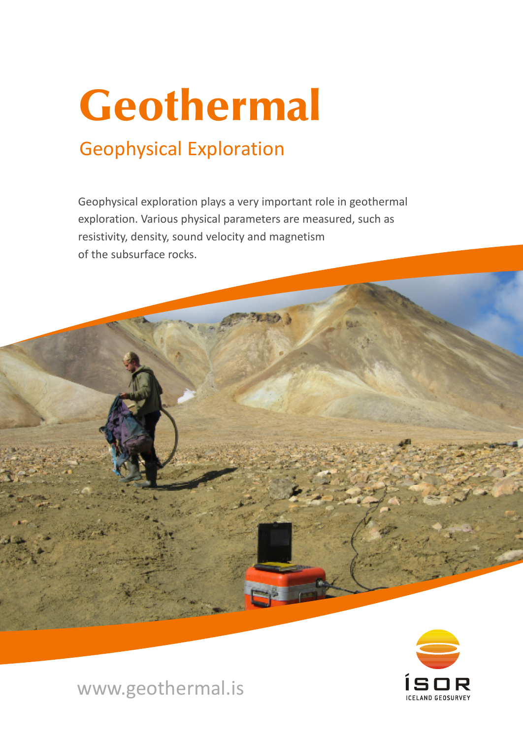# Geothermal

## Geophysical Exploration

Geophysical exploration plays a very important role in geothermal exploration. Various physical parameters are measured, such as resistivity, density, sound velocity and magnetism of the subsurface rocks.

www.geothermal.is

ÍSOR
ICELAND GEOSURVEY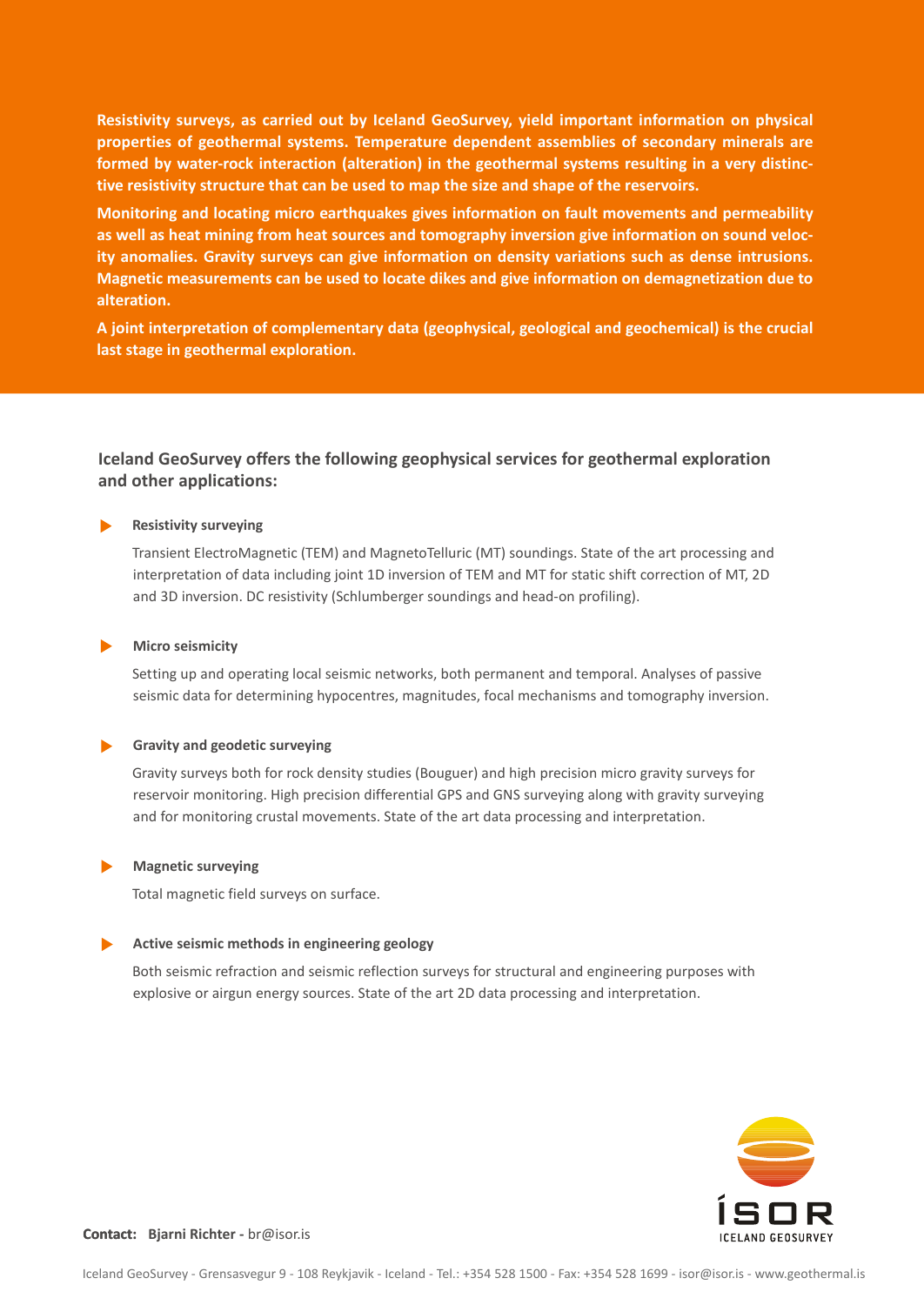**Resistivity surveys, as carried out by Iceland GeoSurvey, yield important information on physical properties of geothermal systems. Temperature dependent assemblies of secondary minerals are formed by water-rock interaction (alteration) in the geothermal systems resulting in a very distinctive resistivity structure that can be used to map the size and shape of the reservoirs.**

**Monitoring and locating micro earthquakes gives information on fault movements and permeability as well as heat mining from heat sources and tomography inversion give information on sound velocity anomalies. Gravity surveys can give information on density variations such as dense intrusions. Magnetic measurements can be used to locate dikes and give information on demagnetization due to alteration.**

**A joint interpretation of complementary data (geophysical, geological and geochemical) is the crucial last stage in geothermal exploration.**

### Iceland GeoSurvey offers the following geophysical services for geothermal exploration and other applications:

- **Resistivity surveying**

  Transient ElectroMagnetic (TEM) and MagnetoTelluric (MT) soundings. State of the art processing and interpretation of data including joint 1D inversion of TEM and MT for static shift correction of MT, 2D and 3D inversion. DC resistivity (Schlumberger soundings and head-on profiling).

- **Micro seismicity**

  Setting up and operating local seismic networks, both permanent and temporal. Analyses of passive seismic data for determining hypocentres, magnitudes, focal mechanisms and tomography inversion.

- **Gravity and geodetic surveying**

  Gravity surveys both for rock density studies (Bouguer) and high precision micro gravity surveys for reservoir monitoring. High precision differential GPS and GNS surveying along with gravity surveying and for monitoring crustal movements. State of the art data processing and interpretation.

- **Magnetic surveying**

  Total magnetic field surveys on surface.

- **Active seismic methods in engineering geology**

  Both seismic refraction and seismic reflection surveys for structural and engineering purposes with explosive or airgun energy sources. State of the art 2D data processing and interpretation.

ÍSOR
ICELAND GEOSURVEY

**Contact:** **Bjarni Richter -** br@isor.is

Iceland GeoSurvey - Grensasvegur 9 - 108 Reykjavik - Iceland - Tel.: +354 528 1500 - Fax: +354 528 1699 - isor@isor.is - www.geothermal.is